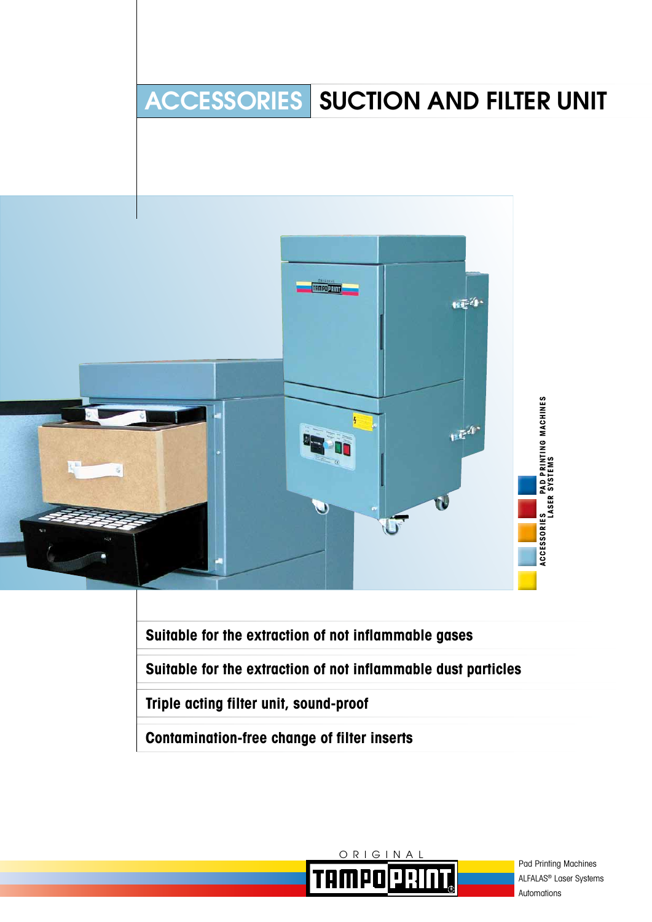# ACCESSORIES SUCTION AND FILTER UNIT

ACCESSORIES
PAD PRINTING MACHINES
LASER SYSTEMS

**Suitable for the extraction of not inflammable gases**

**Suitable for the extraction of not inflammable dust particles**

**Triple acting filter unit, sound-proof**

**Contamination-free change of filter inserts**

ORIGINAL TAMPOPRINT

Pad Printing Machines
ALFALAS® Laser Systems
Automations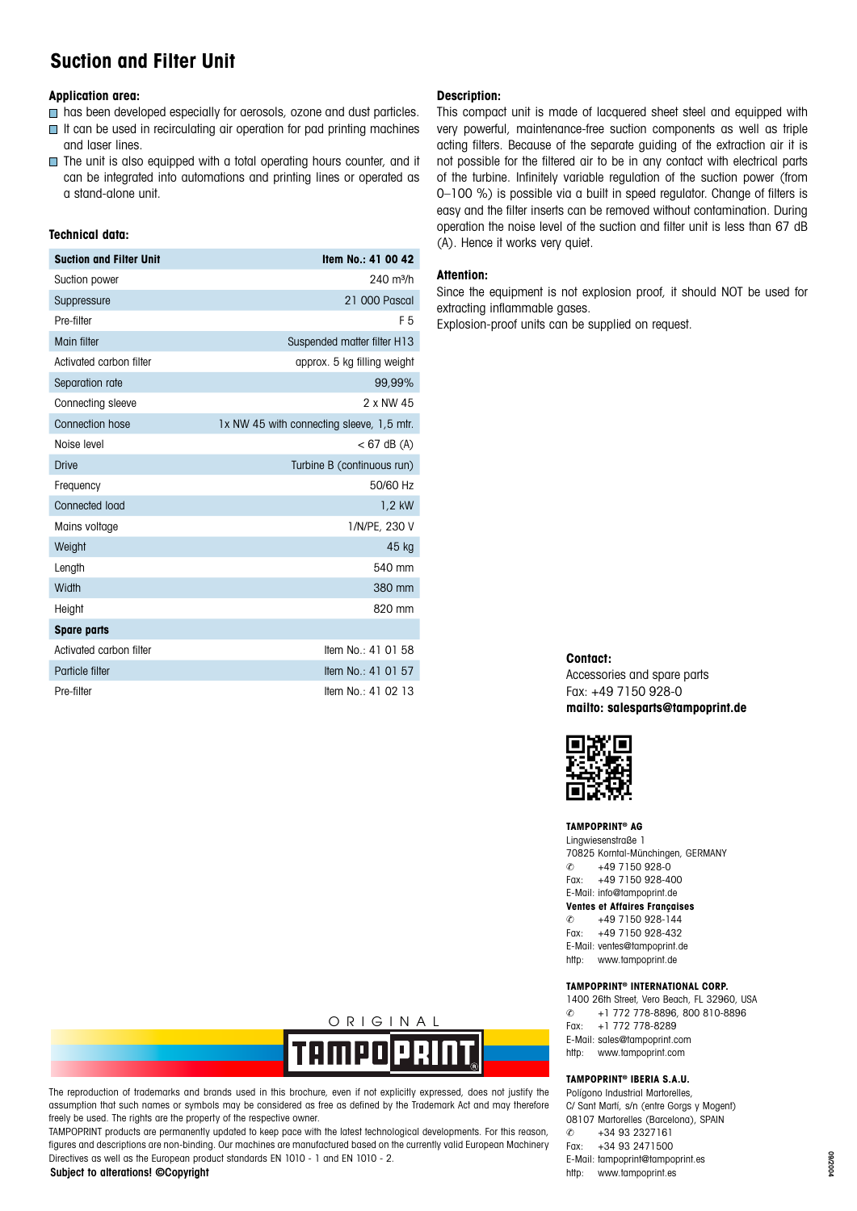# Suction and Filter Unit

**Application area:**

- has been developed especially for aerosols, ozone and dust particles.
- It can be used in recirculating air operation for pad printing machines and laser lines.
- The unit is also equipped with a total operating hours counter, and it can be integrated into automations and printing lines or operated as a stand-alone unit.

**Technical data:**

| Suction and Filter Unit | Item No.: 41 00 42 |
|---|---|
| Suction power | 240 m³/h |
| Suppressure | 21 000 Pascal |
| Pre-filter | F 5 |
| Main filter | Suspended matter filter H13 |
| Activated carbon filter | approx. 5 kg filling weight |
| Separation rate | 99,99% |
| Connecting sleeve | 2 x NW 45 |
| Connection hose | 1x NW 45 with connecting sleeve, 1,5 mtr. |
| Noise level | < 67 dB (A) |
| Drive | Turbine B (continuous run) |
| Frequency | 50/60 Hz |
| Connected load | 1,2 kW |
| Mains voltage | 1/N/PE, 230 V |
| Weight | 45 kg |
| Length | 540 mm |
| Width | 380 mm |
| Height | 820 mm |
| **Spare parts** | |
| Activated carbon filter | Item No.: 41 01 58 |
| Particle filter | Item No.: 41 01 57 |
| Pre-filter | Item No.: 41 02 13 |

**Description:**

This compact unit is made of lacquered sheet steel and equipped with very powerful, maintenance-free suction components as well as triple acting filters. Because of the separate guiding of the extraction air it is not possible for the filtered air to be in any contact with electrical parts of the turbine. Infinitely variable regulation of the suction power (from 0–100 %) is possible via a built in speed regulator. Change of filters is easy and the filter inserts can be removed without contamination. During operation the noise level of the suction and filter unit is less than 67 dB (A). Hence it works very quiet.

**Attention:**

Since the equipment is not explosion proof, it should NOT be used for extracting inflammable gases.
Explosion-proof units can be supplied on request.

**Contact:**
Accessories and spare parts
Fax: +49 7150 928-0
**mailto: salesparts@tampoprint.de**

**TAMPOPRINT® AG**
Lingwiesenstraße 1
70825 Korntal-Münchingen, GERMANY
✆ +49 7150 928-0
Fax: +49 7150 928-400
E-Mail: info@tampoprint.de
**Ventes et Affaires Françaises**
✆ +49 7150 928-144
Fax: +49 7150 928-432
E-Mail: ventes@tampoprint.de
http: www.tampoprint.de

**TAMPOPRINT® INTERNATIONAL CORP.**
1400 26th Street, Vero Beach, FL 32960, USA
✆ +1 772 778-8896, 800 810-8896
Fax: +1 772 778-8289
E-Mail: sales@tampoprint.com
http: www.tampoprint.com

**TAMPOPRINT® IBERIA S.A.U.**
Polígono Industrial Martorelles,
C/ Sant Martí, s/n (entre Gorgs y Mogent)
08107 Martorelles (Barcelona), SPAIN
✆ +34 93 2327161
Fax: +34 93 2471500
E-Mail: tampoprint@tampoprint.es
http: www.tampoprint.es

ORIGINAL TAMPOPRINT

The reproduction of trademarks and brands used in this brochure, even if not explicitly expressed, does not justify the assumption that such names or symbols may be considered as free as defined by the Trademark Act and may therefore freely be used. The rights are the property of the respective owner.
TAMPOPRINT products are permanently updated to keep pace with the latest technological developments. For this reason, figures and descriptions are non-binding. Our machines are manufactured based on the currently valid European Machinery Directives as well as the European product standards EN 1010 - 1 and EN 1010 - 2.
**Subject to alterations! ©Copyright**

092004